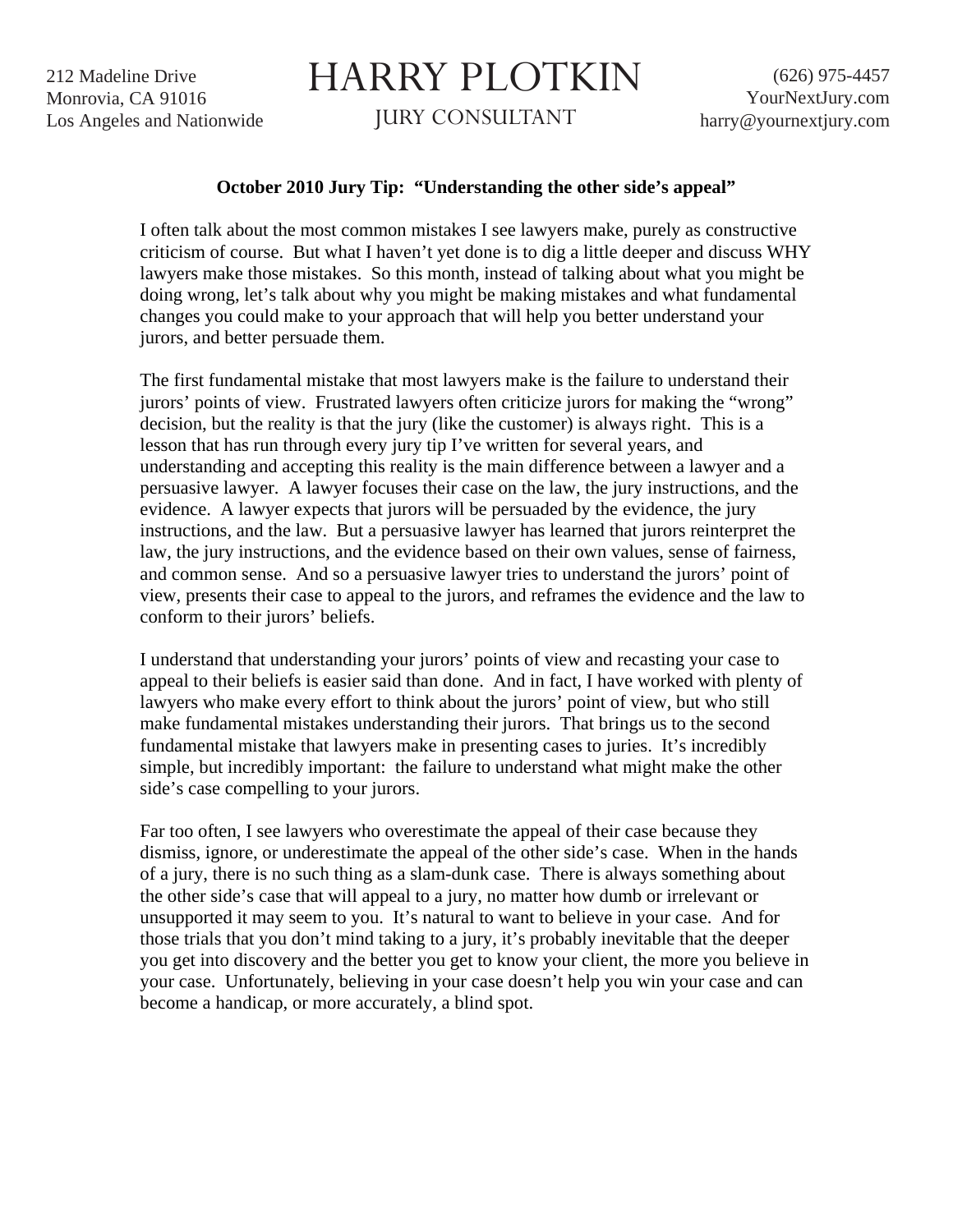212 Madeline Drive
Monrovia, CA 91016
Los Angeles and Nationwide

# HARRY PLOTKIN

JURY CONSULTANT

(626) 975-4457
YourNextJury.com
harry@yournextjury.com

**October 2010 Jury Tip: "Understanding the other side's appeal"**

I often talk about the most common mistakes I see lawyers make, purely as constructive criticism of course. But what I haven't yet done is to dig a little deeper and discuss WHY lawyers make those mistakes. So this month, instead of talking about what you might be doing wrong, let's talk about why you might be making mistakes and what fundamental changes you could make to your approach that will help you better understand your jurors, and better persuade them.

The first fundamental mistake that most lawyers make is the failure to understand their jurors' points of view. Frustrated lawyers often criticize jurors for making the "wrong" decision, but the reality is that the jury (like the customer) is always right. This is a lesson that has run through every jury tip I've written for several years, and understanding and accepting this reality is the main difference between a lawyer and a persuasive lawyer. A lawyer focuses their case on the law, the jury instructions, and the evidence. A lawyer expects that jurors will be persuaded by the evidence, the jury instructions, and the law. But a persuasive lawyer has learned that jurors reinterpret the law, the jury instructions, and the evidence based on their own values, sense of fairness, and common sense. And so a persuasive lawyer tries to understand the jurors' point of view, presents their case to appeal to the jurors, and reframes the evidence and the law to conform to their jurors' beliefs.

I understand that understanding your jurors' points of view and recasting your case to appeal to their beliefs is easier said than done. And in fact, I have worked with plenty of lawyers who make every effort to think about the jurors' point of view, but who still make fundamental mistakes understanding their jurors. That brings us to the second fundamental mistake that lawyers make in presenting cases to juries. It's incredibly simple, but incredibly important: the failure to understand what might make the other side's case compelling to your jurors.

Far too often, I see lawyers who overestimate the appeal of their case because they dismiss, ignore, or underestimate the appeal of the other side's case. When in the hands of a jury, there is no such thing as a slam-dunk case. There is always something about the other side's case that will appeal to a jury, no matter how dumb or irrelevant or unsupported it may seem to you. It's natural to want to believe in your case. And for those trials that you don't mind taking to a jury, it's probably inevitable that the deeper you get into discovery and the better you get to know your client, the more you believe in your case. Unfortunately, believing in your case doesn't help you win your case and can become a handicap, or more accurately, a blind spot.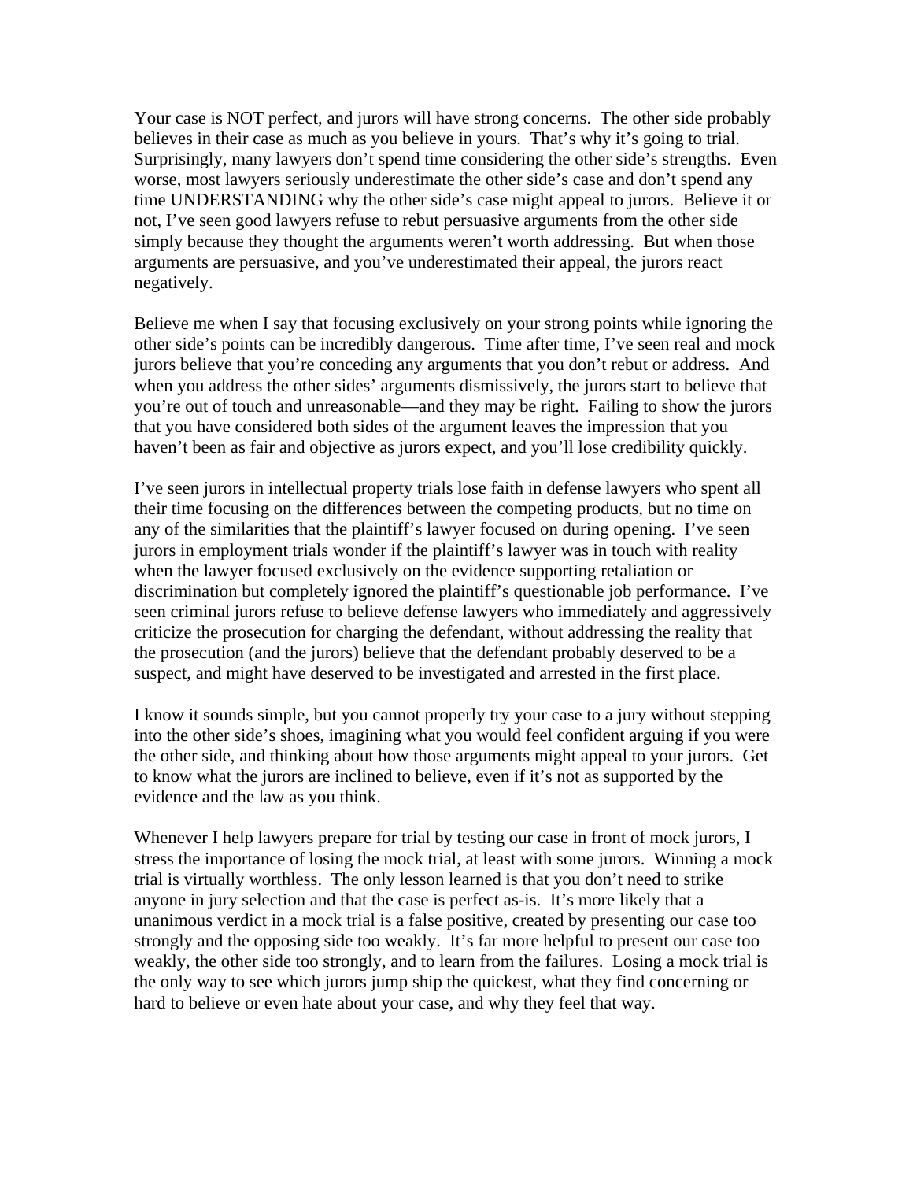Your case is NOT perfect, and jurors will have strong concerns. The other side probably believes in their case as much as you believe in yours. That's why it's going to trial. Surprisingly, many lawyers don't spend time considering the other side's strengths. Even worse, most lawyers seriously underestimate the other side's case and don't spend any time UNDERSTANDING why the other side's case might appeal to jurors. Believe it or not, I've seen good lawyers refuse to rebut persuasive arguments from the other side simply because they thought the arguments weren't worth addressing. But when those arguments are persuasive, and you've underestimated their appeal, the jurors react negatively.

Believe me when I say that focusing exclusively on your strong points while ignoring the other side's points can be incredibly dangerous. Time after time, I've seen real and mock jurors believe that you're conceding any arguments that you don't rebut or address. And when you address the other sides' arguments dismissively, the jurors start to believe that you're out of touch and unreasonable—and they may be right. Failing to show the jurors that you have considered both sides of the argument leaves the impression that you haven't been as fair and objective as jurors expect, and you'll lose credibility quickly.

I've seen jurors in intellectual property trials lose faith in defense lawyers who spent all their time focusing on the differences between the competing products, but no time on any of the similarities that the plaintiff's lawyer focused on during opening. I've seen jurors in employment trials wonder if the plaintiff's lawyer was in touch with reality when the lawyer focused exclusively on the evidence supporting retaliation or discrimination but completely ignored the plaintiff's questionable job performance. I've seen criminal jurors refuse to believe defense lawyers who immediately and aggressively criticize the prosecution for charging the defendant, without addressing the reality that the prosecution (and the jurors) believe that the defendant probably deserved to be a suspect, and might have deserved to be investigated and arrested in the first place.

I know it sounds simple, but you cannot properly try your case to a jury without stepping into the other side's shoes, imagining what you would feel confident arguing if you were the other side, and thinking about how those arguments might appeal to your jurors. Get to know what the jurors are inclined to believe, even if it's not as supported by the evidence and the law as you think.

Whenever I help lawyers prepare for trial by testing our case in front of mock jurors, I stress the importance of losing the mock trial, at least with some jurors. Winning a mock trial is virtually worthless. The only lesson learned is that you don't need to strike anyone in jury selection and that the case is perfect as-is. It's more likely that a unanimous verdict in a mock trial is a false positive, created by presenting our case too strongly and the opposing side too weakly. It's far more helpful to present our case too weakly, the other side too strongly, and to learn from the failures. Losing a mock trial is the only way to see which jurors jump ship the quickest, what they find concerning or hard to believe or even hate about your case, and why they feel that way.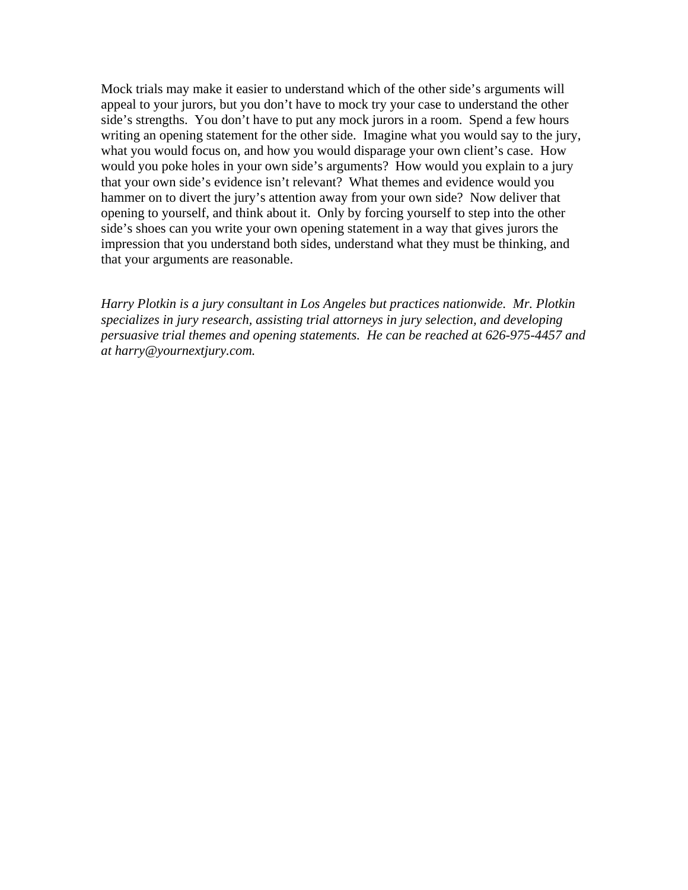Mock trials may make it easier to understand which of the other side's arguments will appeal to your jurors, but you don't have to mock try your case to understand the other side's strengths. You don't have to put any mock jurors in a room. Spend a few hours writing an opening statement for the other side. Imagine what you would say to the jury, what you would focus on, and how you would disparage your own client's case. How would you poke holes in your own side's arguments? How would you explain to a jury that your own side's evidence isn't relevant? What themes and evidence would you hammer on to divert the jury's attention away from your own side? Now deliver that opening to yourself, and think about it. Only by forcing yourself to step into the other side's shoes can you write your own opening statement in a way that gives jurors the impression that you understand both sides, understand what they must be thinking, and that your arguments are reasonable.

*Harry Plotkin is a jury consultant in Los Angeles but practices nationwide. Mr. Plotkin specializes in jury research, assisting trial attorneys in jury selection, and developing persuasive trial themes and opening statements. He can be reached at 626-975-4457 and at harry@yournextjury.com.*